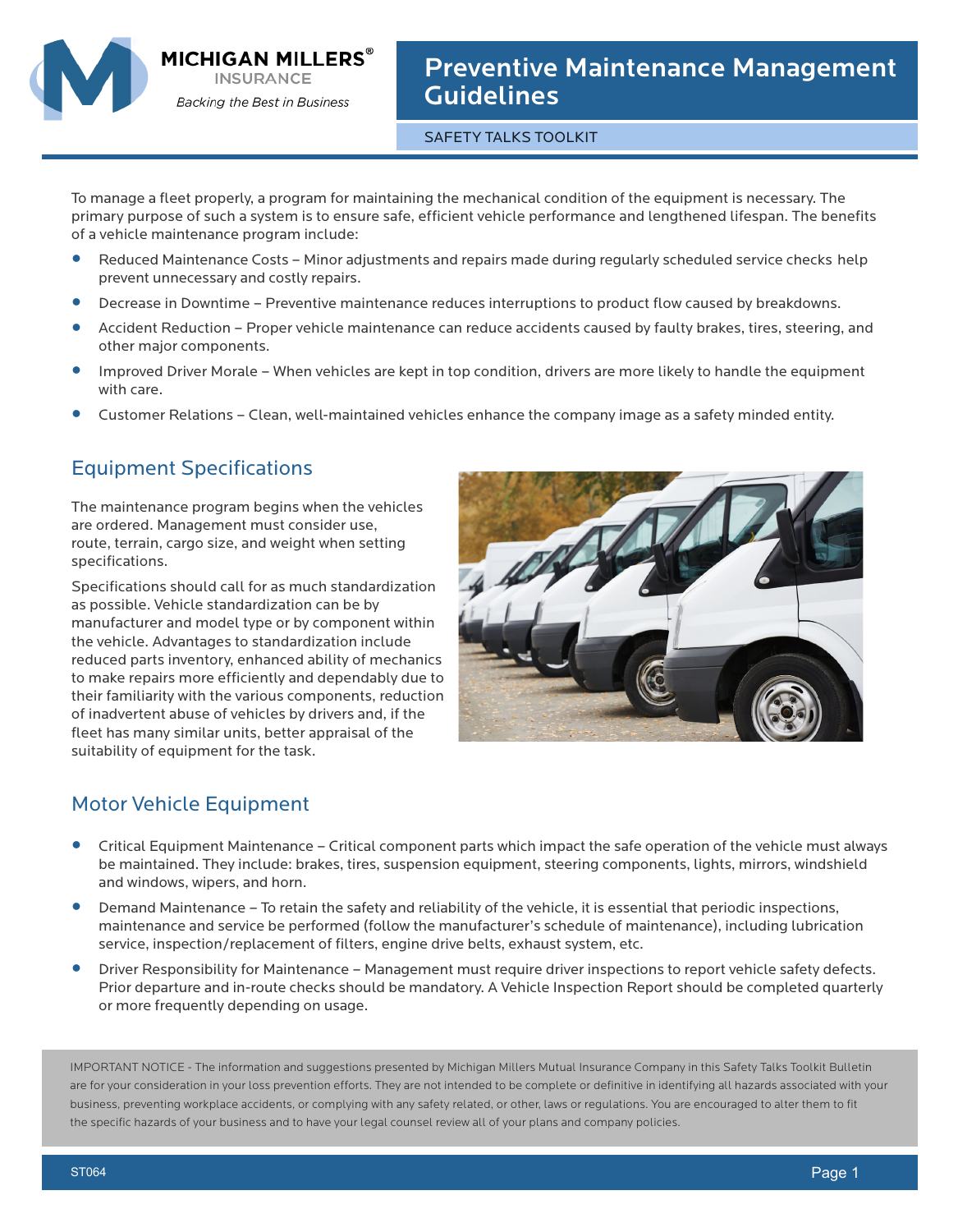MICHIGAN MILLERS®
INSURANCE
*Backing the Best in Business*

# Preventive Maintenance Management Guidelines

SAFETY TALKS TOOLKIT

To manage a fleet properly, a program for maintaining the mechanical condition of the equipment is necessary. The primary purpose of such a system is to ensure safe, efficient vehicle performance and lengthened lifespan. The benefits of a vehicle maintenance program include:

- Reduced Maintenance Costs – Minor adjustments and repairs made during regularly scheduled service checks help prevent unnecessary and costly repairs.
- Decrease in Downtime – Preventive maintenance reduces interruptions to product flow caused by breakdowns.
- Accident Reduction – Proper vehicle maintenance can reduce accidents caused by faulty brakes, tires, steering, and other major components.
- Improved Driver Morale – When vehicles are kept in top condition, drivers are more likely to handle the equipment with care.
- Customer Relations – Clean, well-maintained vehicles enhance the company image as a safety minded entity.

## Equipment Specifications

The maintenance program begins when the vehicles are ordered. Management must consider use, route, terrain, cargo size, and weight when setting specifications.

Specifications should call for as much standardization as possible. Vehicle standardization can be by manufacturer and model type or by component within the vehicle. Advantages to standardization include reduced parts inventory, enhanced ability of mechanics to make repairs more efficiently and dependably due to their familiarity with the various components, reduction of inadvertent abuse of vehicles by drivers and, if the fleet has many similar units, better appraisal of the suitability of equipment for the task.

## Motor Vehicle Equipment

- Critical Equipment Maintenance – Critical component parts which impact the safe operation of the vehicle must always be maintained. They include: brakes, tires, suspension equipment, steering components, lights, mirrors, windshield and windows, wipers, and horn.
- Demand Maintenance – To retain the safety and reliability of the vehicle, it is essential that periodic inspections, maintenance and service be performed (follow the manufacturer's schedule of maintenance), including lubrication service, inspection/replacement of filters, engine drive belts, exhaust system, etc.
- Driver Responsibility for Maintenance – Management must require driver inspections to report vehicle safety defects. Prior departure and in-route checks should be mandatory. A Vehicle Inspection Report should be completed quarterly or more frequently depending on usage.

IMPORTANT NOTICE - The information and suggestions presented by Michigan Millers Mutual Insurance Company in this Safety Talks Toolkit Bulletin are for your consideration in your loss prevention efforts. They are not intended to be complete or definitive in identifying all hazards associated with your business, preventing workplace accidents, or complying with any safety related, or other, laws or regulations. You are encouraged to alter them to fit the specific hazards of your business and to have your legal counsel review all of your plans and company policies.

ST064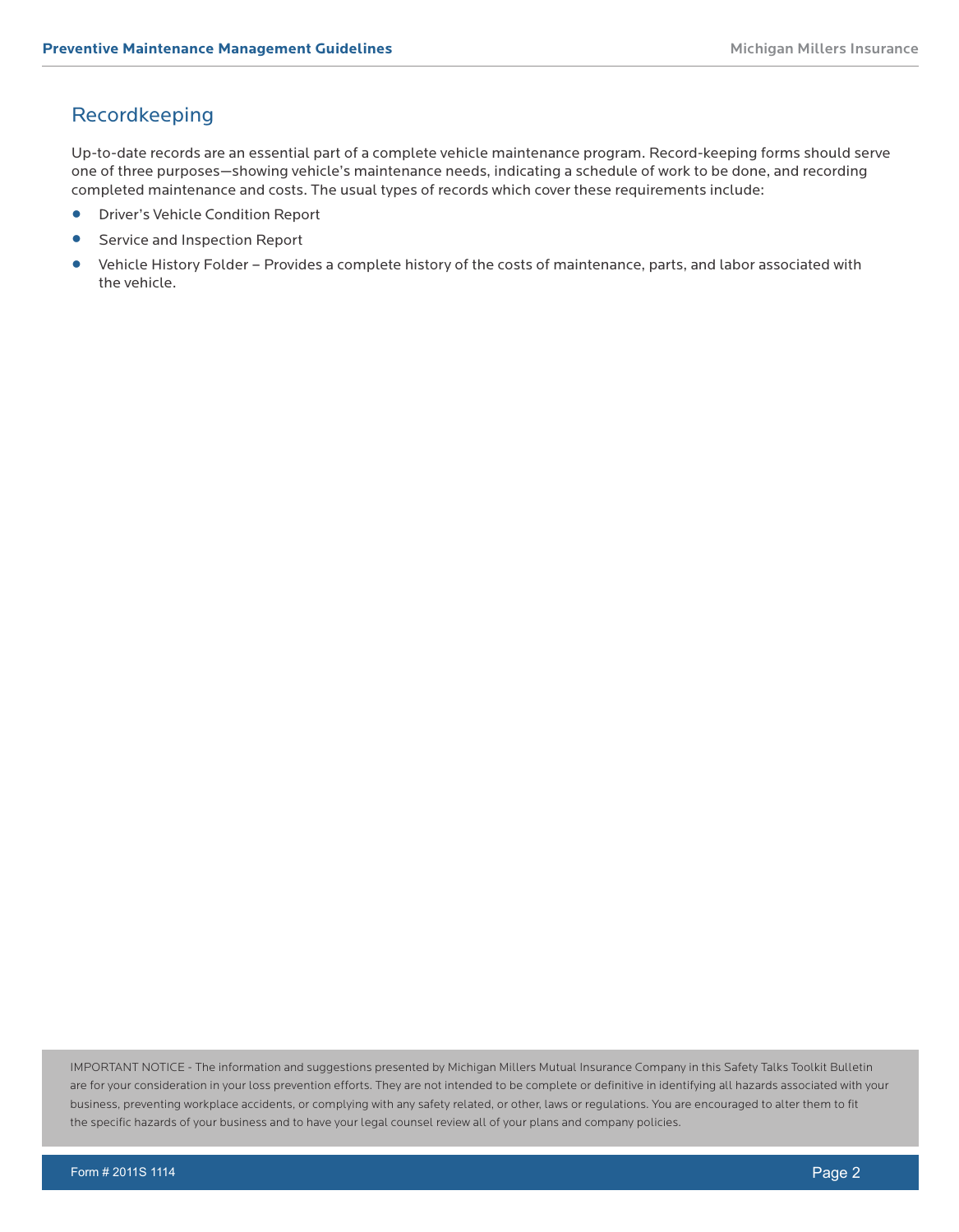## Recordkeeping

Up-to-date records are an essential part of a complete vehicle maintenance program. Record-keeping forms should serve one of three purposes—showing vehicle's maintenance needs, indicating a schedule of work to be done, and recording completed maintenance and costs. The usual types of records which cover these requirements include:

- Driver's Vehicle Condition Report
- Service and Inspection Report
- Vehicle History Folder – Provides a complete history of the costs of maintenance, parts, and labor associated with the vehicle.

IMPORTANT NOTICE - The information and suggestions presented by Michigan Millers Mutual Insurance Company in this Safety Talks Toolkit Bulletin are for your consideration in your loss prevention efforts. They are not intended to be complete or definitive in identifying all hazards associated with your business, preventing workplace accidents, or complying with any safety related, or other, laws or regulations. You are encouraged to alter them to fit the specific hazards of your business and to have your legal counsel review all of your plans and company policies.

Form # 2011S 1114